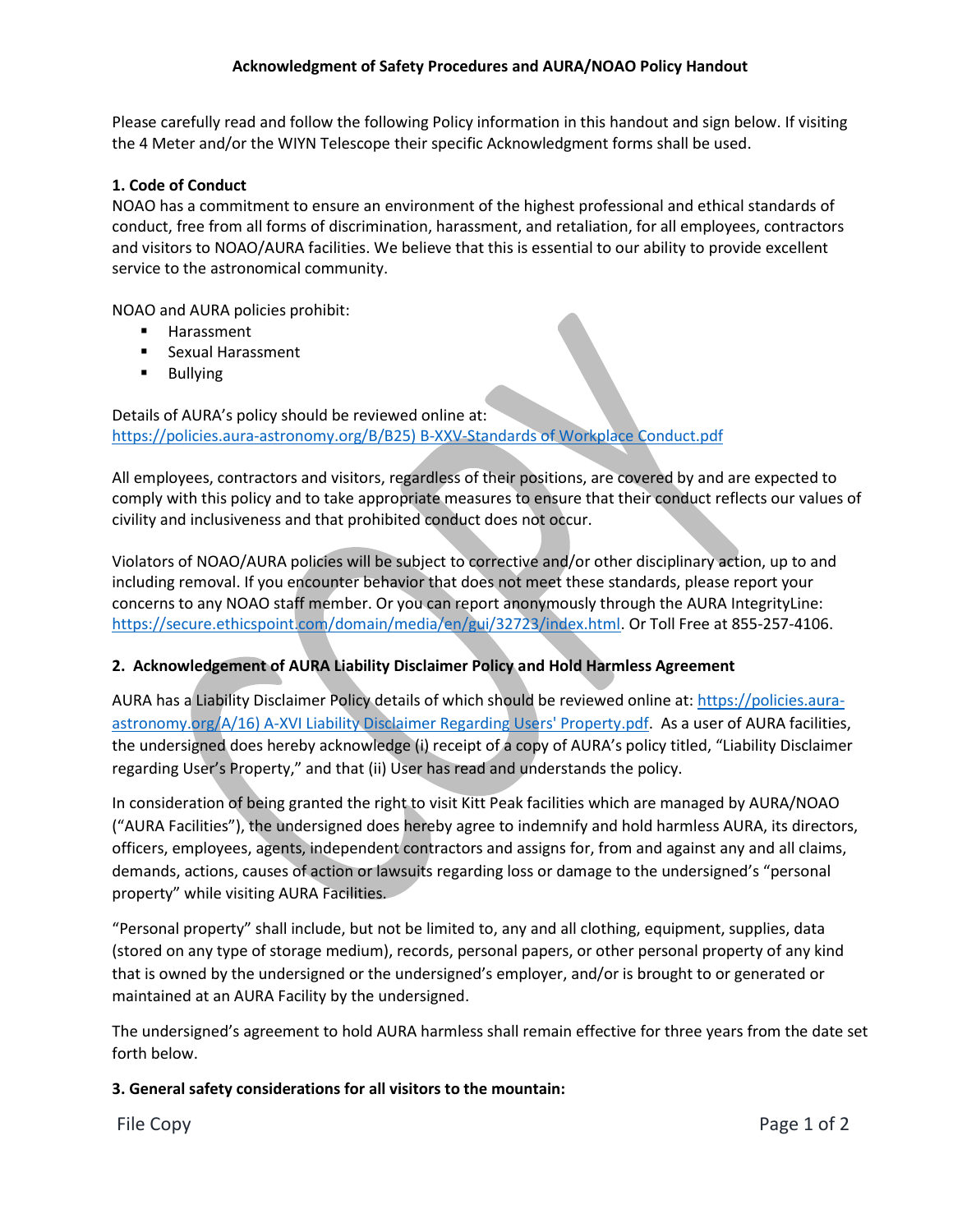# Acknowledgment of Safety Procedures and AURA/NOAO Policy Handout

Please carefully read and follow the following Policy information in this handout and sign below. If visiting the 4 Meter and/or the WIYN Telescope their specific Acknowledgment forms shall be used.

## 1. Code of Conduct

NOAO has a commitment to ensure an environment of the highest professional and ethical standards of conduct, free from all forms of discrimination, harassment, and retaliation, for all employees, contractors and visitors to NOAO/AURA facilities. We believe that this is essential to our ability to provide excellent service to the astronomical community.

NOAO and AURA policies prohibit:

- Harassment
- Sexual Harassment
- Bullying

Details of AURA's policy should be reviewed online at:
https://policies.aura-astronomy.org/B/B25) B-XXV-Standards of Workplace Conduct.pdf

All employees, contractors and visitors, regardless of their positions, are covered by and are expected to comply with this policy and to take appropriate measures to ensure that their conduct reflects our values of civility and inclusiveness and that prohibited conduct does not occur.

Violators of NOAO/AURA policies will be subject to corrective and/or other disciplinary action, up to and including removal. If you encounter behavior that does not meet these standards, please report your concerns to any NOAO staff member. Or you can report anonymously through the AURA IntegrityLine: https://secure.ethicspoint.com/domain/media/en/gui/32723/index.html. Or Toll Free at 855-257-4106.

## 2. Acknowledgement of AURA Liability Disclaimer Policy and Hold Harmless Agreement

AURA has a Liability Disclaimer Policy details of which should be reviewed online at: https://policies.aura-astronomy.org/A/16) A-XVI Liability Disclaimer Regarding Users' Property.pdf. As a user of AURA facilities, the undersigned does hereby acknowledge (i) receipt of a copy of AURA's policy titled, "Liability Disclaimer regarding User's Property," and that (ii) User has read and understands the policy.

In consideration of being granted the right to visit Kitt Peak facilities which are managed by AURA/NOAO ("AURA Facilities"), the undersigned does hereby agree to indemnify and hold harmless AURA, its directors, officers, employees, agents, independent contractors and assigns for, from and against any and all claims, demands, actions, causes of action or lawsuits regarding loss or damage to the undersigned's "personal property" while visiting AURA Facilities.

"Personal property" shall include, but not be limited to, any and all clothing, equipment, supplies, data (stored on any type of storage medium), records, personal papers, or other personal property of any kind that is owned by the undersigned or the undersigned's employer, and/or is brought to or generated or maintained at an AURA Facility by the undersigned.

The undersigned's agreement to hold AURA harmless shall remain effective for three years from the date set forth below.

## 3. General safety considerations for all visitors to the mountain: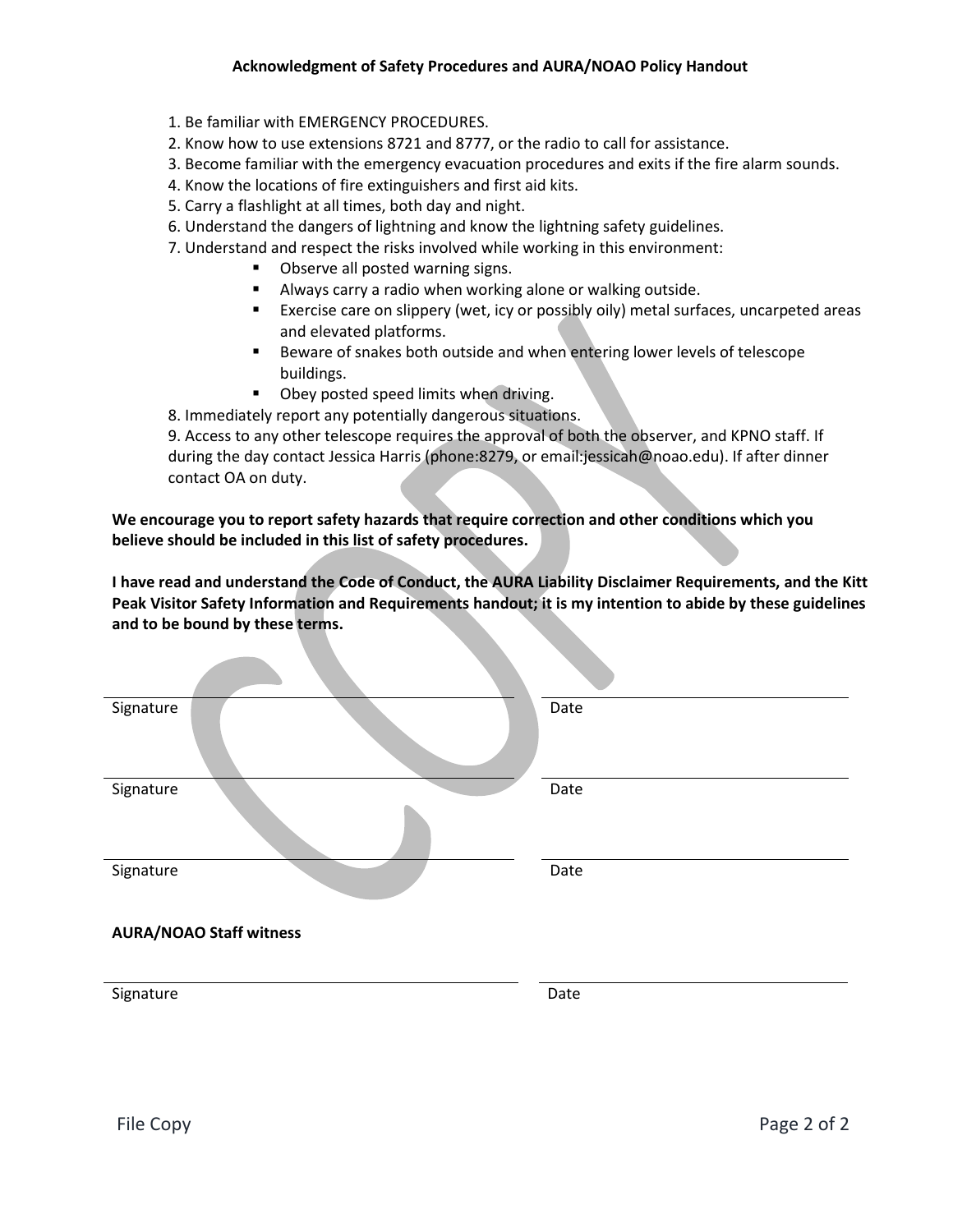## Acknowledgment of Safety Procedures and AURA/NOAO Policy Handout

1. Be familiar with EMERGENCY PROCEDURES.
2. Know how to use extensions 8721 and 8777, or the radio to call for assistance.
3. Become familiar with the emergency evacuation procedures and exits if the fire alarm sounds.
4. Know the locations of fire extinguishers and first aid kits.
5. Carry a flashlight at all times, both day and night.
6. Understand the dangers of lightning and know the lightning safety guidelines.
7. Understand and respect the risks involved while working in this environment:
   - Observe all posted warning signs.
   - Always carry a radio when working alone or walking outside.
   - Exercise care on slippery (wet, icy or possibly oily) metal surfaces, uncarpeted areas and elevated platforms.
   - Beware of snakes both outside and when entering lower levels of telescope buildings.
   - Obey posted speed limits when driving.
8. Immediately report any potentially dangerous situations.
9. Access to any other telescope requires the approval of both the observer, and KPNO staff. If during the day contact Jessica Harris (phone:8279, or email:jessicah@noao.edu). If after dinner contact OA on duty.

**We encourage you to report safety hazards that require correction and other conditions which you believe should be included in this list of safety procedures.**

**I have read and understand the Code of Conduct, the AURA Liability Disclaimer Requirements, and the Kitt Peak Visitor Safety Information and Requirements handout; it is my intention to abide by these guidelines and to be bound by these terms.**

Signature ______________________ Date ______________________

Signature ______________________ Date ______________________

Signature ______________________ Date ______________________

**AURA/NOAO Staff witness**

Signature ______________________ Date ______________________

File Copy